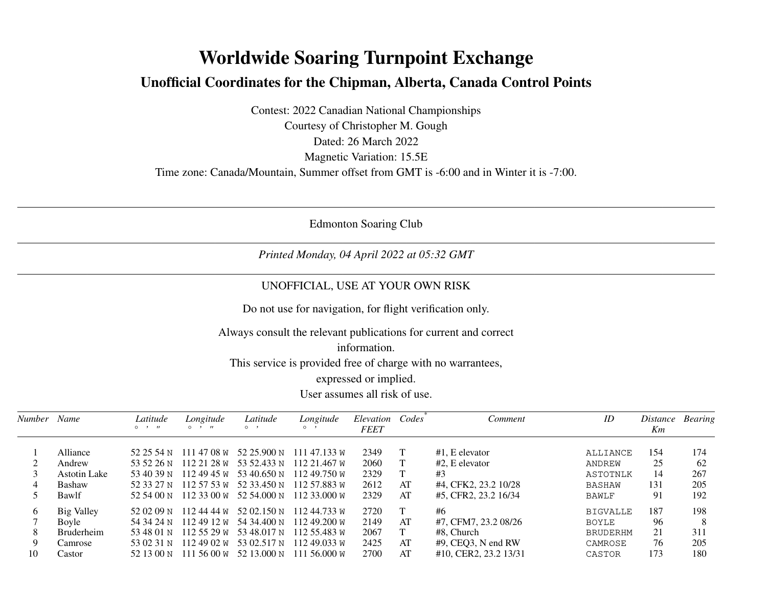# Worldwide Soaring Turnpoint Exchange

## Unofficial Coordinates for the Chipman, Alberta, Canada Control Points

Contest: 2022 Canadian National Championships
Courtesy of Christopher M. Gough
Dated: 26 March 2022
Magnetic Variation: 15.5E
Time zone: Canada/Mountain, Summer offset from GMT is -6:00 and in Winter it is -7:00.

---

Edmonton Soaring Club

---

*Printed Monday, 04 April 2022 at 05:32 GMT*

---

UNOFFICIAL, USE AT YOUR OWN RISK

Do not use for navigation, for flight verification only.

Always consult the relevant publications for current and correct information.
This service is provided free of charge with no warrantees, expressed or implied.
User assumes all risk of use.

| *Number* | *Name* | *Latitude* ° ' " | *Longitude* ° ' " | *Latitude* ° ' | *Longitude* ° ' | *Elevation FEET* | *Codes** | *Comment* | *ID* | *Distance Km* | *Bearing* |
|---|---|---|---|---|---|---|---|---|---|---|---|
| 1 | Alliance | 52 25 54 N | 111 47 08 W | 52 25.900 N | 111 47.133 W | 2349 | T | #1, E elevator | ALLIANCE | 154 | 174 |
| 2 | Andrew | 53 52 26 N | 112 21 28 W | 53 52.433 N | 112 21.467 W | 2060 | T | #2, E elevator | ANDREW | 25 | 62 |
| 3 | Astotin Lake | 53 40 39 N | 112 49 45 W | 53 40.650 N | 112 49.750 W | 2329 | T | #3 | ASTOTNLK | 14 | 267 |
| 4 | Bashaw | 52 33 27 N | 112 57 53 W | 52 33.450 N | 112 57.883 W | 2612 | AT | #4, CFK2, 23.2 10/28 | BASHAW | 131 | 205 |
| 5 | Bawlf | 52 54 00 N | 112 33 00 W | 52 54.000 N | 112 33.000 W | 2329 | AT | #5, CFR2, 23.2 16/34 | BAWLF | 91 | 192 |
| 6 | Big Valley | 52 02 09 N | 112 44 44 W | 52 02.150 N | 112 44.733 W | 2720 | T | #6 | BIGVALLE | 187 | 198 |
| 7 | Boyle | 54 34 24 N | 112 49 12 W | 54 34.400 N | 112 49.200 W | 2149 | AT | #7, CFM7, 23.2 08/26 | BOYLE | 96 | 8 |
| 8 | Bruderheim | 53 48 01 N | 112 55 29 W | 53 48.017 N | 112 55.483 W | 2067 | T | #8, Church | BRUDERHM | 21 | 311 |
| 9 | Camrose | 53 02 31 N | 112 49 02 W | 53 02.517 N | 112 49.033 W | 2425 | AT | #9, CEQ3, N end RW | CAMROSE | 76 | 205 |
| 10 | Castor | 52 13 00 N | 111 56 00 W | 52 13.000 N | 111 56.000 W | 2700 | AT | #10, CER2, 23.2 13/31 | CASTOR | 173 | 180 |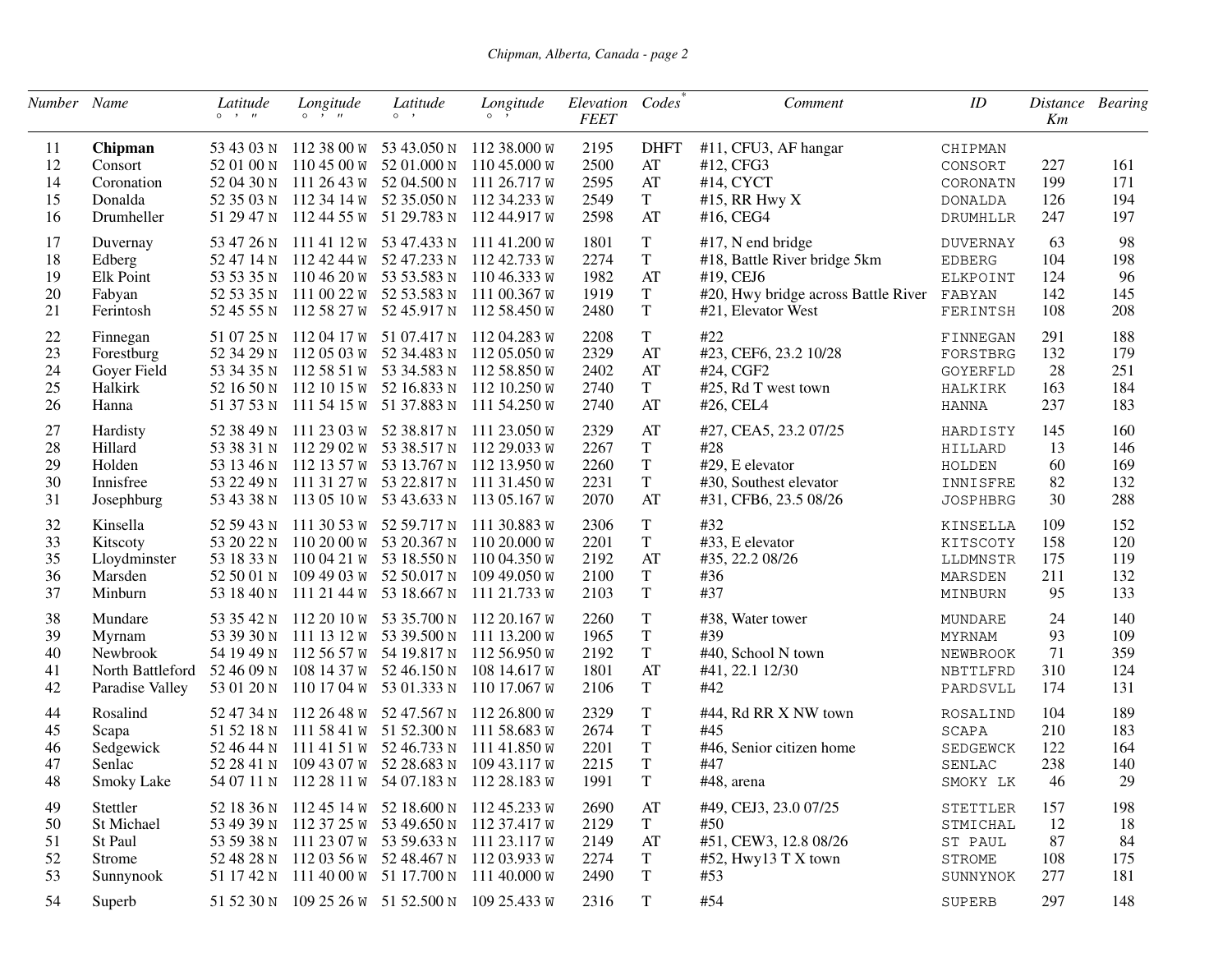| Number | Name | Latitude ° ′ ″ | Longitude ° ′ ″ | Latitude ° ′ | Longitude ° ′ | Elevation FEET | Codes* | Comment | ID | Distance Km | Bearing |
|---|---|---|---|---|---|---|---|---|---|---|---|
| 11 | **Chipman** | 53 43 03 N | 112 38 00 W | 53 43.050 N | 112 38.000 W | 2195 | DHFT | #11, CFU3, AF hangar | CHIPMAN | | |
| 12 | Consort | 52 01 00 N | 110 45 00 W | 52 01.000 N | 110 45.000 W | 2500 | AT | #12, CFG3 | CONSORT | 227 | 161 |
| 14 | Coronation | 52 04 30 N | 111 26 43 W | 52 04.500 N | 111 26.717 W | 2595 | AT | #14, CYCT | CORONATN | 199 | 171 |
| 15 | Donalda | 52 35 03 N | 112 34 14 W | 52 35.050 N | 112 34.233 W | 2549 | T | #15, RR Hwy X | DONALDA | 126 | 194 |
| 16 | Drumheller | 51 29 47 N | 112 44 55 W | 51 29.783 N | 112 44.917 W | 2598 | AT | #16, CEG4 | DRUMHLLR | 247 | 197 |
| 17 | Duvernay | 53 47 26 N | 111 41 12 W | 53 47.433 N | 111 41.200 W | 1801 | T | #17, N end bridge | DUVERNAY | 63 | 98 |
| 18 | Edberg | 52 47 14 N | 112 42 44 W | 52 47.233 N | 112 42.733 W | 2274 | T | #18, Battle River bridge 5km | EDBERG | 104 | 198 |
| 19 | Elk Point | 53 53 35 N | 110 46 20 W | 53 53.583 N | 110 46.333 W | 1982 | AT | #19, CEJ6 | ELKPOINT | 124 | 96 |
| 20 | Fabyan | 52 53 35 N | 111 00 22 W | 52 53.583 N | 111 00.367 W | 1919 | T | #20, Hwy bridge across Battle River | FABYAN | 142 | 145 |
| 21 | Ferintosh | 52 45 55 N | 112 58 27 W | 52 45.917 N | 112 58.450 W | 2480 | T | #21, Elevator West | FERINTSH | 108 | 208 |
| 22 | Finnegan | 51 07 25 N | 112 04 17 W | 51 07.417 N | 112 04.283 W | 2208 | T | #22 | FINNEGAN | 291 | 188 |
| 23 | Forestburg | 52 34 29 N | 112 05 03 W | 52 34.483 N | 112 05.050 W | 2329 | AT | #23, CEF6, 23.2 10/28 | FORSTBRG | 132 | 179 |
| 24 | Goyer Field | 53 34 35 N | 112 58 51 W | 53 34.583 N | 112 58.850 W | 2402 | AT | #24, CGF2 | GOYERFLD | 28 | 251 |
| 25 | Halkirk | 52 16 50 N | 112 10 15 W | 52 16.833 N | 112 10.250 W | 2740 | T | #25, Rd T west town | HALKIRK | 163 | 184 |
| 26 | Hanna | 51 37 53 N | 111 54 15 W | 51 37.883 N | 111 54.250 W | 2740 | AT | #26, CEL4 | HANNA | 237 | 183 |
| 27 | Hardisty | 52 38 49 N | 111 23 03 W | 52 38.817 N | 111 23.050 W | 2329 | AT | #27, CEA5, 23.2 07/25 | HARDISTY | 145 | 160 |
| 28 | Hillard | 53 38 31 N | 112 29 02 W | 53 38.517 N | 112 29.033 W | 2267 | T | #28 | HILLARD | 13 | 146 |
| 29 | Holden | 53 13 46 N | 112 13 57 W | 53 13.767 N | 112 13.950 W | 2260 | T | #29, E elevator | HOLDEN | 60 | 169 |
| 30 | Innisfree | 53 22 49 N | 111 31 27 W | 53 22.817 N | 111 31.450 W | 2231 | T | #30, Southest elevator | INNISFRE | 82 | 132 |
| 31 | Josephburg | 53 43 38 N | 113 05 10 W | 53 43.633 N | 113 05.167 W | 2070 | AT | #31, CFB6, 23.5 08/26 | JOSPHBRG | 30 | 288 |
| 32 | Kinsella | 52 59 43 N | 111 30 53 W | 52 59.717 N | 111 30.883 W | 2306 | T | #32 | KINSELLA | 109 | 152 |
| 33 | Kitscoty | 53 20 22 N | 110 20 00 W | 53 20.367 N | 110 20.000 W | 2201 | T | #33, E elevator | KITSCOTY | 158 | 120 |
| 35 | Lloydminster | 53 18 33 N | 110 04 21 W | 53 18.550 N | 110 04.350 W | 2192 | AT | #35, 22.2 08/26 | LLDMNSTR | 175 | 119 |
| 36 | Marsden | 52 50 01 N | 109 49 03 W | 52 50.017 N | 109 49.050 W | 2100 | T | #36 | MARSDEN | 211 | 132 |
| 37 | Minburn | 53 18 40 N | 111 21 44 W | 53 18.667 N | 111 21.733 W | 2103 | T | #37 | MINBURN | 95 | 133 |
| 38 | Mundare | 53 35 42 N | 112 20 10 W | 53 35.700 N | 112 20.167 W | 2260 | T | #38, Water tower | MUNDARE | 24 | 140 |
| 39 | Myrnam | 53 39 30 N | 111 13 12 W | 53 39.500 N | 111 13.200 W | 1965 | T | #39 | MYRNAM | 93 | 109 |
| 40 | Newbrook | 54 19 49 N | 112 56 57 W | 54 19.817 N | 112 56.950 W | 2192 | T | #40, School N town | NEWBROOK | 71 | 359 |
| 41 | North Battleford | 52 46 09 N | 108 14 37 W | 52 46.150 N | 108 14.617 W | 1801 | AT | #41, 22.1 12/30 | NBTTLFRD | 310 | 124 |
| 42 | Paradise Valley | 53 01 20 N | 110 17 04 W | 53 01.333 N | 110 17.067 W | 2106 | T | #42 | PARDSVLL | 174 | 131 |
| 44 | Rosalind | 52 47 34 N | 112 26 48 W | 52 47.567 N | 112 26.800 W | 2329 | T | #44, Rd RR X NW town | ROSALIND | 104 | 189 |
| 45 | Scapa | 51 52 18 N | 111 58 41 W | 51 52.300 N | 111 58.683 W | 2674 | T | #45 | SCAPA | 210 | 183 |
| 46 | Sedgewick | 52 46 44 N | 111 41 51 W | 52 46.733 N | 111 41.850 W | 2201 | T | #46, Senior citizen home | SEDGEWCK | 122 | 164 |
| 47 | Senlac | 52 28 41 N | 109 43 07 W | 52 28.683 N | 109 43.117 W | 2215 | T | #47 | SENLAC | 238 | 140 |
| 48 | Smoky Lake | 54 07 11 N | 112 28 11 W | 54 07.183 N | 112 28.183 W | 1991 | T | #48, arena | SMOKY LK | 46 | 29 |
| 49 | Stettler | 52 18 36 N | 112 45 14 W | 52 18.600 N | 112 45.233 W | 2690 | AT | #49, CEJ3, 23.0 07/25 | STETTLER | 157 | 198 |
| 50 | St Michael | 53 49 39 N | 112 37 25 W | 53 49.650 N | 112 37.417 W | 2129 | T | #50 | STMICHAL | 12 | 18 |
| 51 | St Paul | 53 59 38 N | 111 23 07 W | 53 59.633 N | 111 23.117 W | 2149 | AT | #51, CEW3, 12.8 08/26 | ST PAUL | 87 | 84 |
| 52 | Strome | 52 48 28 N | 112 03 56 W | 52 48.467 N | 112 03.933 W | 2274 | T | #52, Hwy13 T X town | STROME | 108 | 175 |
| 53 | Sunnynook | 51 17 42 N | 111 40 00 W | 51 17.700 N | 111 40.000 W | 2490 | T | #53 | SUNNYNOK | 277 | 181 |
| 54 | Superb | 51 52 30 N | 109 25 26 W | 51 52.500 N | 109 25.433 W | 2316 | T | #54 | SUPERB | 297 | 148 |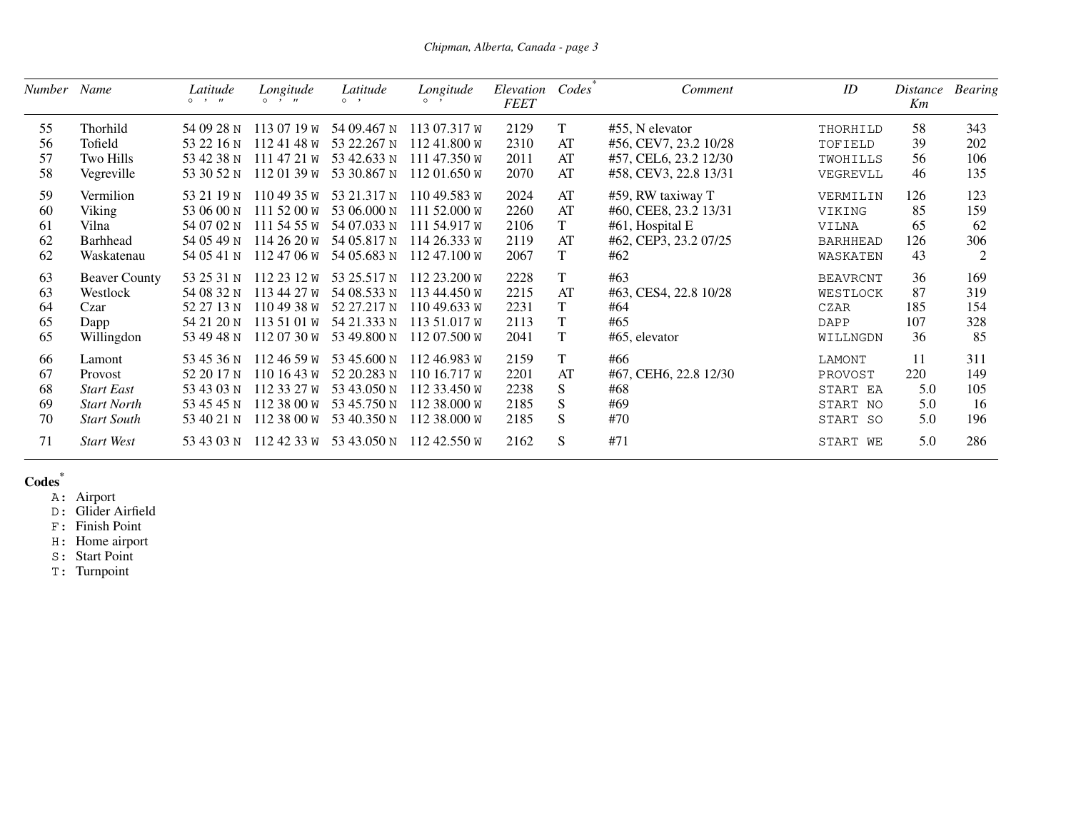| Number | Name | Latitude ° ′ ″ | Longitude ° ′ ″ | Latitude ° ′ | Longitude ° ′ | Elevation FEET | Codes* | Comment | ID | Distance Km | Bearing |
|---|---|---|---|---|---|---|---|---|---|---|---|
| 55 | Thorhild | 54 09 28 N | 113 07 19 W | 54 09.467 N | 113 07.317 W | 2129 | T | #55, N elevator | THORHILD | 58 | 343 |
| 56 | Tofield | 53 22 16 N | 112 41 48 W | 53 22.267 N | 112 41.800 W | 2310 | AT | #56, CEV7, 23.2 10/28 | TOFIELD | 39 | 202 |
| 57 | Two Hills | 53 42 38 N | 111 47 21 W | 53 42.633 N | 111 47.350 W | 2011 | AT | #57, CEL6, 23.2 12/30 | TWOHILLS | 56 | 106 |
| 58 | Vegreville | 53 30 52 N | 112 01 39 W | 53 30.867 N | 112 01.650 W | 2070 | AT | #58, CEV3, 22.8 13/31 | VEGREVLL | 46 | 135 |
| 59 | Vermilion | 53 21 19 N | 110 49 35 W | 53 21.317 N | 110 49.583 W | 2024 | AT | #59, RW taxiway T | VERMILIN | 126 | 123 |
| 60 | Viking | 53 06 00 N | 111 52 00 W | 53 06.000 N | 111 52.000 W | 2260 | AT | #60, CEE8, 23.2 13/31 | VIKING | 85 | 159 |
| 61 | Vilna | 54 07 02 N | 111 54 55 W | 54 07.033 N | 111 54.917 W | 2106 | T | #61, Hospital E | VILNA | 65 | 62 |
| 62 | Barhhead | 54 05 49 N | 114 26 20 W | 54 05.817 N | 114 26.333 W | 2119 | AT | #62, CEP3, 23.2 07/25 | BARHHEAD | 126 | 306 |
| 62 | Waskatenau | 54 05 41 N | 112 47 06 W | 54 05.683 N | 112 47.100 W | 2067 | T | #62 | WASKATEN | 43 | 2 |
| 63 | Beaver County | 53 25 31 N | 112 23 12 W | 53 25.517 N | 112 23.200 W | 2228 | T | #63 | BEAVRCNT | 36 | 169 |
| 63 | Westlock | 54 08 32 N | 113 44 27 W | 54 08.533 N | 113 44.450 W | 2215 | AT | #63, CES4, 22.8 10/28 | WESTLOCK | 87 | 319 |
| 64 | Czar | 52 27 13 N | 110 49 38 W | 52 27.217 N | 110 49.633 W | 2231 | T | #64 | CZAR | 185 | 154 |
| 65 | Dapp | 54 21 20 N | 113 51 01 W | 54 21.333 N | 113 51.017 W | 2113 | T | #65 | DAPP | 107 | 328 |
| 65 | Willingdon | 53 49 48 N | 112 07 30 W | 53 49.800 N | 112 07.500 W | 2041 | T | #65, elevator | WILLNGDN | 36 | 85 |
| 66 | Lamont | 53 45 36 N | 112 46 59 W | 53 45.600 N | 112 46.983 W | 2159 | T | #66 | LAMONT | 11 | 311 |
| 67 | Provost | 52 20 17 N | 110 16 43 W | 52 20.283 N | 110 16.717 W | 2201 | AT | #67, CEH6, 22.8 12/30 | PROVOST | 220 | 149 |
| 68 | *Start East* | 53 43 03 N | 112 33 27 W | 53 43.050 N | 112 33.450 W | 2238 | S | #68 | START EA | 5.0 | 105 |
| 69 | *Start North* | 53 45 45 N | 112 38 00 W | 53 45.750 N | 112 38.000 W | 2185 | S | #69 | START NO | 5.0 | 16 |
| 70 | *Start South* | 53 40 21 N | 112 38 00 W | 53 40.350 N | 112 38.000 W | 2185 | S | #70 | START SO | 5.0 | 196 |
| 71 | *Start West* | 53 43 03 N | 112 42 33 W | 53 43.050 N | 112 42.550 W | 2162 | S | #71 | START WE | 5.0 | 286 |

**Codes***

- A: Airport
- D: Glider Airfield
- F: Finish Point
- H: Home airport
- S: Start Point
- T: Turnpoint